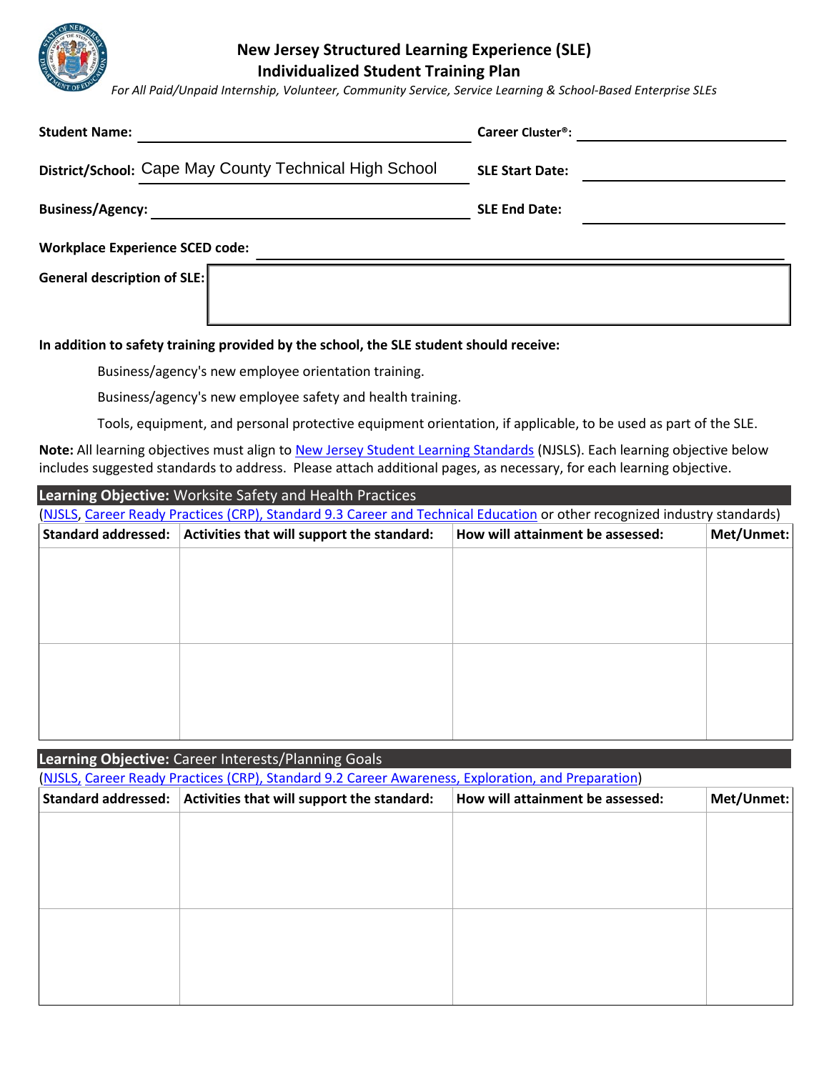# New Jersey Structured Learning Experience (SLE)
## Individualized Student Training Plan

*For All Paid/Unpaid Internship, Volunteer, Community Service, Service Learning & School-Based Enterprise SLEs*

**Student Name:** ______________________ **Career Cluster®:** ______________________

**District/School:** Cape May County Technical High School **SLE Start Date:** ______________________

**Business/Agency:** ______________________ **SLE End Date:** ______________________

**Workplace Experience SCED code:** ______________________

**General description of SLE:**

**In addition to safety training provided by the school, the SLE student should receive:**

- Business/agency's new employee orientation training.
- Business/agency's new employee safety and health training.
- Tools, equipment, and personal protective equipment orientation, if applicable, to be used as part of the SLE.

**Note:** All learning objectives must align to New Jersey Student Learning Standards (NJSLS). Each learning objective below includes suggested standards to address. Please attach additional pages, as necessary, for each learning objective.

**Learning Objective:** Worksite Safety and Health Practices

(NJSLS, Career Ready Practices (CRP), Standard 9.3 Career and Technical Education or other recognized industry standards)

| Standard addressed: | Activities that will support the standard: | How will attainment be assessed: | Met/Unmet: |
|---|---|---|---|
| | | | |
| | | | |

**Learning Objective:** Career Interests/Planning Goals

(NJSLS, Career Ready Practices (CRP), Standard 9.2 Career Awareness, Exploration, and Preparation)

| Standard addressed: | Activities that will support the standard: | How will attainment be assessed: | Met/Unmet: |
|---|---|---|---|
| | | | |
| | | | |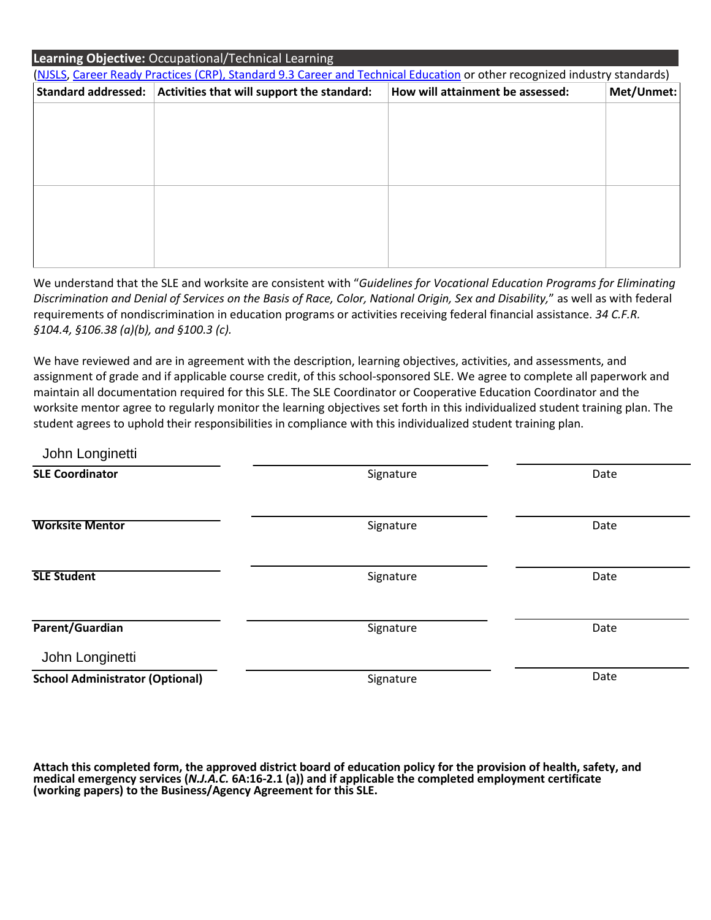**Learning Objective:** Occupational/Technical Learning

(NJSLS, Career Ready Practices (CRP), Standard 9.3 Career and Technical Education or other recognized industry standards)

| Standard addressed: | Activities that will support the standard: | How will attainment be assessed: | Met/Unmet: |
|---|---|---|---|
| | | | |
| | | | |

We understand that the SLE and worksite are consistent with "*Guidelines for Vocational Education Programs for Eliminating Discrimination and Denial of Services on the Basis of Race, Color, National Origin, Sex and Disability,*" as well as with federal requirements of nondiscrimination in education programs or activities receiving federal financial assistance. *34 C.F.R. §104.4, §106.38 (a)(b), and §100.3 (c).*

We have reviewed and are in agreement with the description, learning objectives, activities, and assessments, and assignment of grade and if applicable course credit, of this school-sponsored SLE. We agree to complete all paperwork and maintain all documentation required for this SLE. The SLE Coordinator or Cooperative Education Coordinator and the worksite mentor agree to regularly monitor the learning objectives set forth in this individualized student training plan. The student agrees to uphold their responsibilities in compliance with this individualized student training plan.

| Name | Signature | Date |
|---|---|---|
| John Longinetti<br>**SLE Coordinator** | Signature | Date |
| **Worksite Mentor** | Signature | Date |
| **SLE Student** | Signature | Date |
| **Parent/Guardian** | Signature | Date |
| John Longinetti<br>**School Administrator (Optional)** | Signature | Date |

**Attach this completed form, the approved district board of education policy for the provision of health, safety, and medical emergency services (*N.J.A.C.* 6A:16-2.1 (a)) and if applicable the completed employment certificate (working papers) to the Business/Agency Agreement for this SLE.**